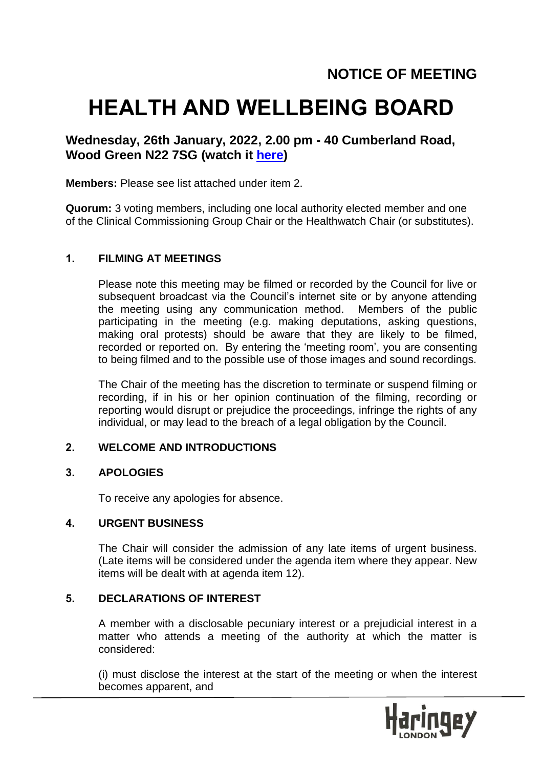## NOTICE OF MEETING

# HEALTH AND WELLBEING BOARD

### Wednesday, 26th January, 2022, 2.00 pm - 40 Cumberland Road, Wood Green N22 7SG (watch it [here](#))

**Members:** Please see list attached under item 2.

**Quorum:** 3 voting members, including one local authority elected member and one of the Clinical Commissioning Group Chair or the Healthwatch Chair (or substitutes).

### 1. FILMING AT MEETINGS

Please note this meeting may be filmed or recorded by the Council for live or subsequent broadcast via the Council's internet site or by anyone attending the meeting using any communication method. Members of the public participating in the meeting (e.g. making deputations, asking questions, making oral protests) should be aware that they are likely to be filmed, recorded or reported on. By entering the 'meeting room', you are consenting to being filmed and to the possible use of those images and sound recordings.

The Chair of the meeting has the discretion to terminate or suspend filming or recording, if in his or her opinion continuation of the filming, recording or reporting would disrupt or prejudice the proceedings, infringe the rights of any individual, or may lead to the breach of a legal obligation by the Council.

### 2. WELCOME AND INTRODUCTIONS

### 3. APOLOGIES

To receive any apologies for absence.

### 4. URGENT BUSINESS

The Chair will consider the admission of any late items of urgent business. (Late items will be considered under the agenda item where they appear. New items will be dealt with at agenda item 12).

### 5. DECLARATIONS OF INTEREST

A member with a disclosable pecuniary interest or a prejudicial interest in a matter who attends a meeting of the authority at which the matter is considered:

(i) must disclose the interest at the start of the meeting or when the interest becomes apparent, and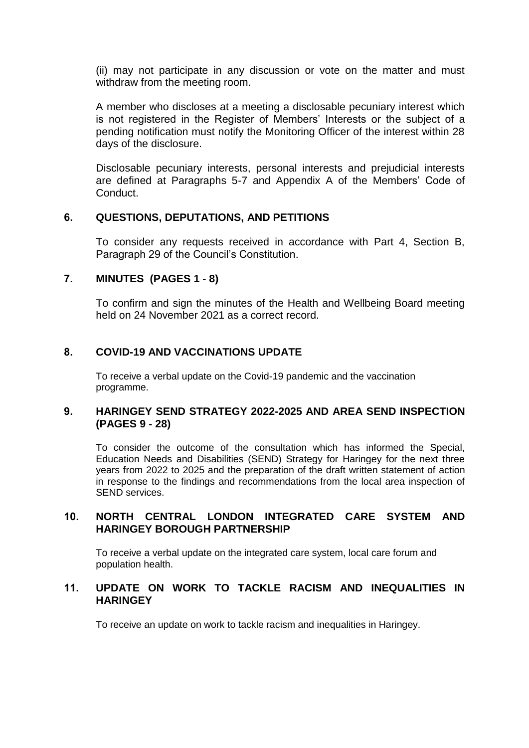(ii) may not participate in any discussion or vote on the matter and must withdraw from the meeting room.

A member who discloses at a meeting a disclosable pecuniary interest which is not registered in the Register of Members' Interests or the subject of a pending notification must notify the Monitoring Officer of the interest within 28 days of the disclosure.

Disclosable pecuniary interests, personal interests and prejudicial interests are defined at Paragraphs 5-7 and Appendix A of the Members' Code of Conduct.

## 6. QUESTIONS, DEPUTATIONS, AND PETITIONS

To consider any requests received in accordance with Part 4, Section B, Paragraph 29 of the Council's Constitution.

## 7. MINUTES (PAGES 1 - 8)

To confirm and sign the minutes of the Health and Wellbeing Board meeting held on 24 November 2021 as a correct record.

## 8. COVID-19 AND VACCINATIONS UPDATE

To receive a verbal update on the Covid-19 pandemic and the vaccination programme.

## 9. HARINGEY SEND STRATEGY 2022-2025 AND AREA SEND INSPECTION (PAGES 9 - 28)

To consider the outcome of the consultation which has informed the Special, Education Needs and Disabilities (SEND) Strategy for Haringey for the next three years from 2022 to 2025 and the preparation of the draft written statement of action in response to the findings and recommendations from the local area inspection of SEND services.

## 10. NORTH CENTRAL LONDON INTEGRATED CARE SYSTEM AND HARINGEY BOROUGH PARTNERSHIP

To receive a verbal update on the integrated care system, local care forum and population health.

## 11. UPDATE ON WORK TO TACKLE RACISM AND INEQUALITIES IN HARINGEY

To receive an update on work to tackle racism and inequalities in Haringey.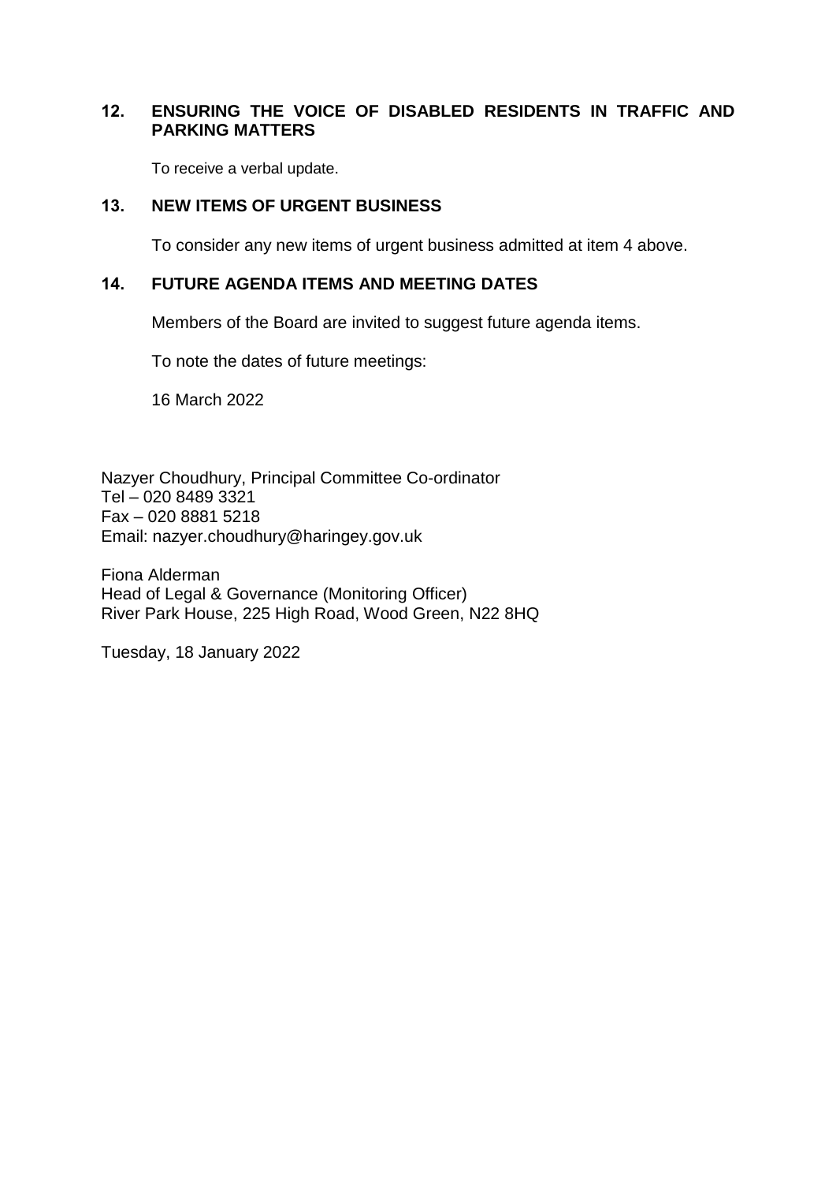## 12. ENSURING THE VOICE OF DISABLED RESIDENTS IN TRAFFIC AND PARKING MATTERS

To receive a verbal update.

## 13. NEW ITEMS OF URGENT BUSINESS

To consider any new items of urgent business admitted at item 4 above.

## 14. FUTURE AGENDA ITEMS AND MEETING DATES

Members of the Board are invited to suggest future agenda items.

To note the dates of future meetings:

16 March 2022

Nazyer Choudhury, Principal Committee Co-ordinator
Tel – 020 8489 3321
Fax – 020 8881 5218
Email: nazyer.choudhury@haringey.gov.uk

Fiona Alderman
Head of Legal & Governance (Monitoring Officer)
River Park House, 225 High Road, Wood Green, N22 8HQ

Tuesday, 18 January 2022